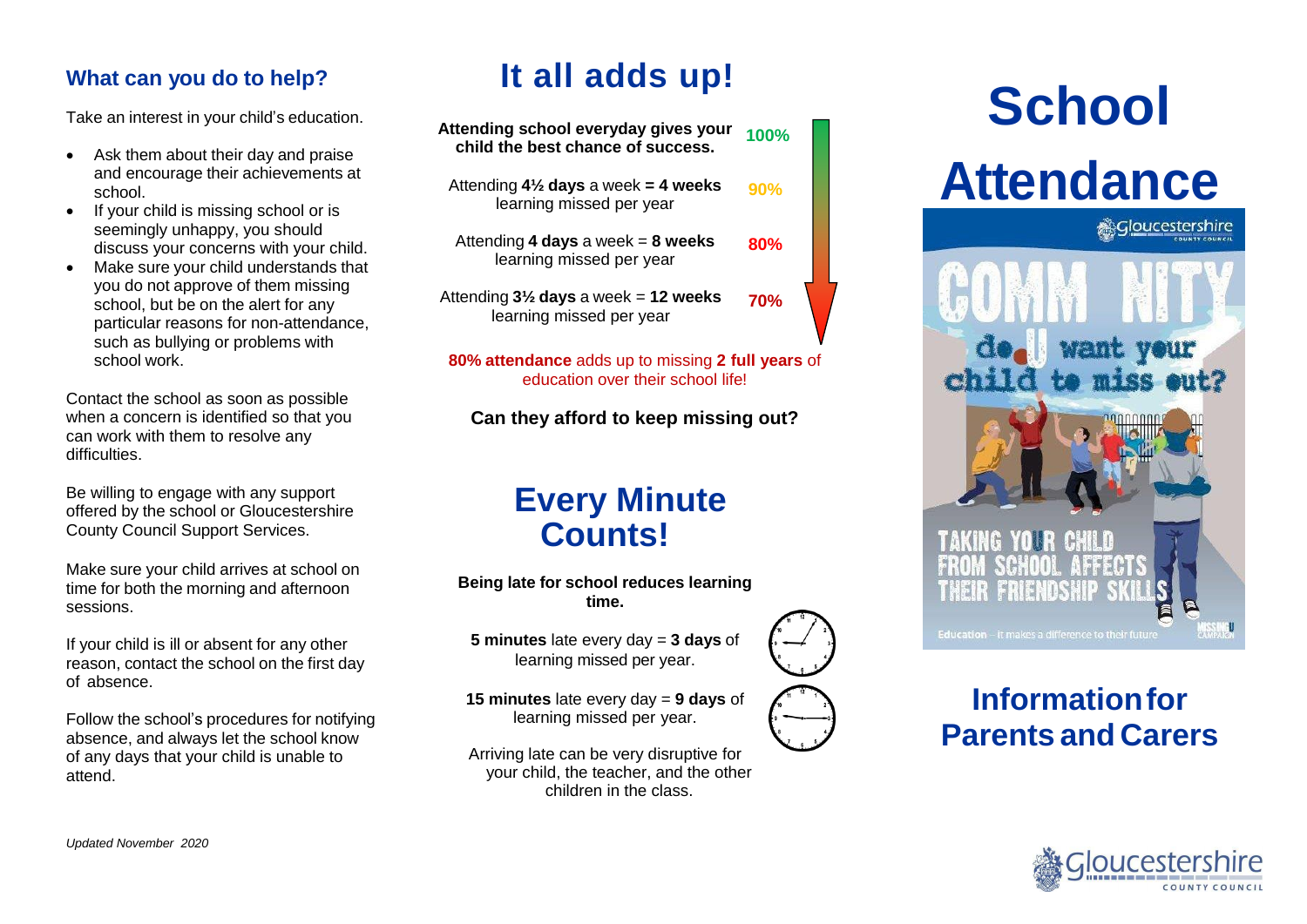## What can you do to help?

Take an interest in your child's education.

- Ask them about their day and praise and encourage their achievements at school.
- If your child is missing school or is seemingly unhappy, you should discuss your concerns with your child.
- Make sure your child understands that you do not approve of them missing school, but be on the alert for any particular reasons for non-attendance, such as bullying or problems with school work.

Contact the school as soon as possible when a concern is identified so that you can work with them to resolve any difficulties.

Be willing to engage with any support offered by the school or Gloucestershire County Council Support Services.

Make sure your child arrives at school on time for both the morning and afternoon sessions.

If your child is ill or absent for any other reason, contact the school on the first day of absence.

Follow the school's procedures for notifying absence, and always let the school know of any days that your child is unable to attend.

*Updated November 2020*

# It all adds up!

**Attending school everyday gives your child the best chance of success.** **100%**

Attending **4½ days** a week **= 4 weeks** learning missed per year **90%**

Attending **4 days** a week = **8 weeks** learning missed per year **80%**

Attending **3½ days** a week = **12 weeks** learning missed per year **70%**

**80% attendance** adds up to missing **2 full years** of education over their school life!

**Can they afford to keep missing out?**

## Every Minute Counts!

**Being late for school reduces learning time.**

**5 minutes** late every day = **3 days** of learning missed per year.

**15 minutes** late every day = **9 days** of learning missed per year.

Arriving late can be very disruptive for your child, the teacher, and the other children in the class.

# School Attendance

Gloucestershire County Council

COMMUNITY

do U want your child to miss out?

TAKING YOUR CHILD FROM SCHOOL AFFECTS THEIR FRIENDSHIP SKILLS

Education – it makes a difference to their future

MISSING U CAMPAIGN

## Information for Parents and Carers

Gloucestershire County Council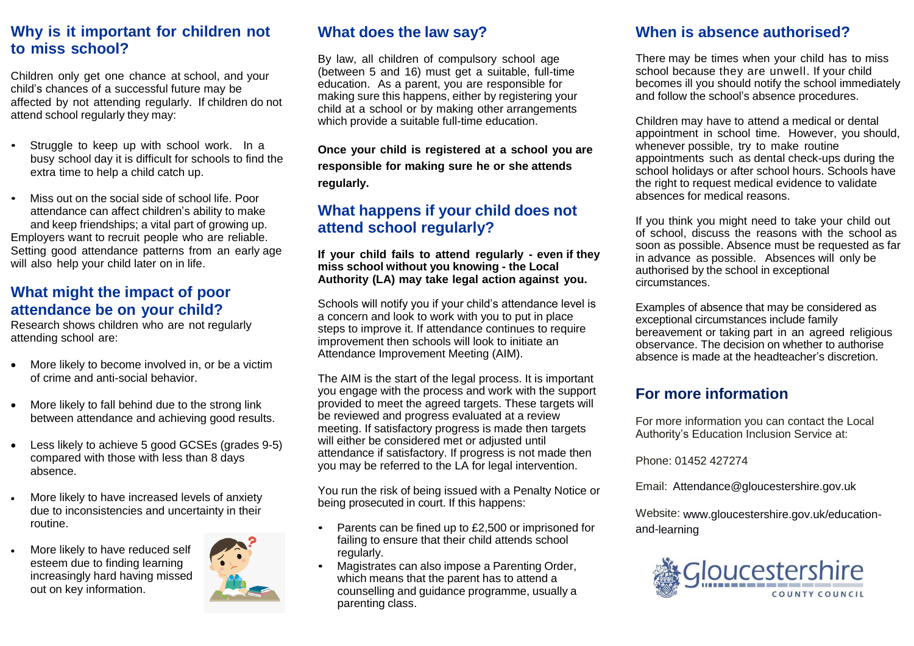## Why is it important for children not to miss school?

Children only get one chance at school, and your child's chances of a successful future may be affected by not attending regularly. If children do not attend school regularly they may:

- Struggle to keep up with school work. In a busy school day it is difficult for schools to find the extra time to help a child catch up.
- Miss out on the social side of school life. Poor attendance can affect children's ability to make and keep friendships; a vital part of growing up.

Employers want to recruit people who are reliable. Setting good attendance patterns from an early age will also help your child later on in life.

## What might the impact of poor attendance be on your child?

Research shows children who are not regularly attending school are:

- More likely to become involved in, or be a victim of crime and anti-social behavior.
- More likely to fall behind due to the strong link between attendance and achieving good results.
- Less likely to achieve 5 good GCSEs (grades 9-5) compared with those with less than 8 days absence.
- More likely to have increased levels of anxiety due to inconsistencies and uncertainty in their routine.
- More likely to have reduced self esteem due to finding learning increasingly hard having missed out on key information.

## What does the law say?

By law, all children of compulsory school age (between 5 and 16) must get a suitable, full-time education. As a parent, you are responsible for making sure this happens, either by registering your child at a school or by making other arrangements which provide a suitable full-time education.

**Once your child is registered at a school you are responsible for making sure he or she attends regularly.**

## What happens if your child does not attend school regularly?

**If your child fails to attend regularly - even if they miss school without you knowing - the Local Authority (LA) may take legal action against you.**

Schools will notify you if your child's attendance level is a concern and look to work with you to put in place steps to improve it. If attendance continues to require improvement then schools will look to initiate an Attendance Improvement Meeting (AIM).

The AIM is the start of the legal process. It is important you engage with the process and work with the support provided to meet the agreed targets. These targets will be reviewed and progress evaluated at a review meeting. If satisfactory progress is made then targets will either be considered met or adjusted until attendance if satisfactory. If progress is not made then you may be referred to the LA for legal intervention.

You run the risk of being issued with a Penalty Notice or being prosecuted in court. If this happens:

- Parents can be fined up to £2,500 or imprisoned for failing to ensure that their child attends school regularly.
- Magistrates can also impose a Parenting Order, which means that the parent has to attend a counselling and guidance programme, usually a parenting class.

## When is absence authorised?

There may be times when your child has to miss school because they are unwell. If your child becomes ill you should notify the school immediately and follow the school's absence procedures.

Children may have to attend a medical or dental appointment in school time. However, you should, whenever possible, try to make routine appointments such as dental check-ups during the school holidays or after school hours. Schools have the right to request medical evidence to validate absences for medical reasons.

If you think you might need to take your child out of school, discuss the reasons with the school as soon as possible. Absence must be requested as far in advance as possible. Absences will only be authorised by the school in exceptional circumstances.

Examples of absence that may be considered as exceptional circumstances include family bereavement or taking part in an agreed religious observance. The decision on whether to authorise absence is made at the headteacher's discretion.

## For more information

For more information you can contact the Local Authority's Education Inclusion Service at:

Phone: 01452 427274

Email: Attendance@gloucestershire.gov.uk

Website: www.gloucestershire.gov.uk/education-and-learning

Gloucestershire COUNTY COUNCIL